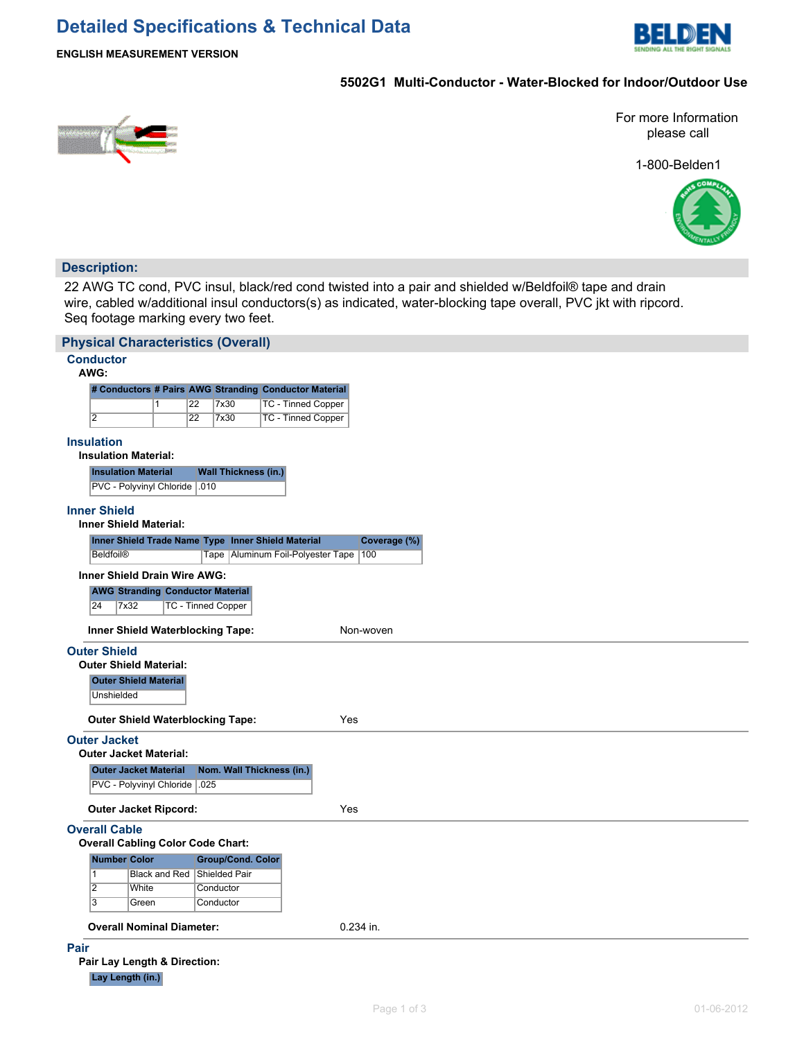# Detailed Specifications & Technical Data

**ENGLISH MEASUREMENT VERSION**

**5502G1 Multi-Conductor - Water-Blocked for Indoor/Outdoor Use**

For more Information please call

1-800-Belden1

## Description:

22 AWG TC cond, PVC insul, black/red cond twisted into a pair and shielded w/Beldfoil® tape and drain wire, cabled w/additional insul conductors(s) as indicated, water-blocking tape overall, PVC jkt with ripcord. Seq footage marking every two feet.

## Physical Characteristics (Overall)

### Conductor

**AWG:**

| # Conductors | # Pairs | AWG | Stranding | Conductor Material |
|---|---|---|---|---|
| | 1 | 22 | 7x30 | TC - Tinned Copper |
| 2 | | 22 | 7x30 | TC - Tinned Copper |

### Insulation

**Insulation Material:**

| Insulation Material | Wall Thickness (in.) |
|---|---|
| PVC - Polyvinyl Chloride | .010 |

### Inner Shield

**Inner Shield Material:**

| Inner Shield Trade Name | Type | Inner Shield Material | Coverage (%) |
|---|---|---|---|
| Beldfoil® | Tape | Aluminum Foil-Polyester Tape | 100 |

**Inner Shield Drain Wire AWG:**

| AWG | Stranding | Conductor Material |
|---|---|---|
| 24 | 7x32 | TC - Tinned Copper |

**Inner Shield Waterblocking Tape:** Non-woven

### Outer Shield

**Outer Shield Material:**

| Outer Shield Material |
|---|
| Unshielded |

**Outer Shield Waterblocking Tape:** Yes

### Outer Jacket

**Outer Jacket Material:**

| Outer Jacket Material | Nom. Wall Thickness (in.) |
|---|---|
| PVC - Polyvinyl Chloride | .025 |

**Outer Jacket Ripcord:** Yes

### Overall Cable

**Overall Cabling Color Code Chart:**

| Number | Color | Group/Cond. Color |
|---|---|---|
| 1 | Black and Red | Shielded Pair |
| 2 | White | Conductor |
| 3 | Green | Conductor |

**Overall Nominal Diameter:** 0.234 in.

### Pair

**Pair Lay Length & Direction:**

| Lay Length (in.) |
|---|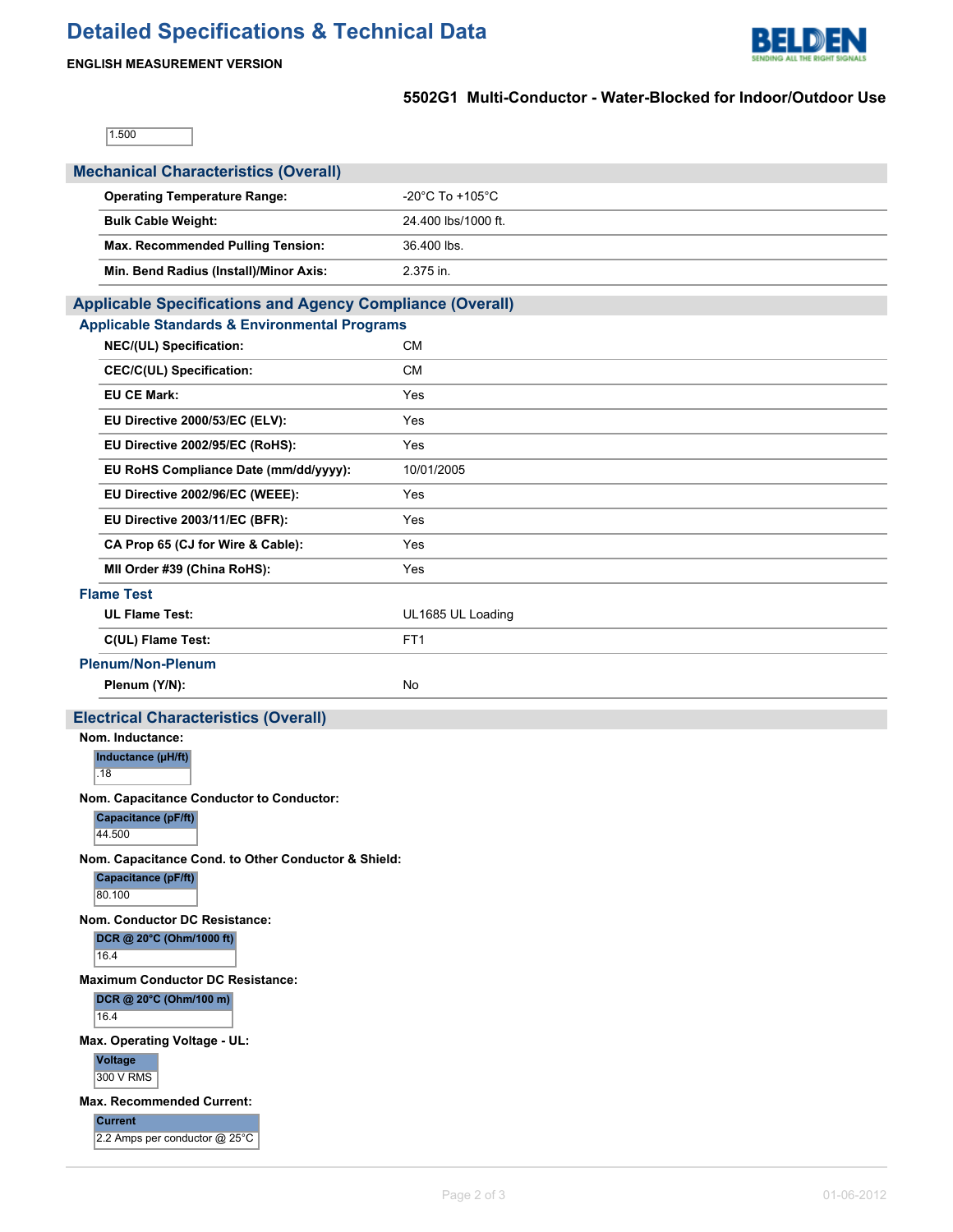# Detailed Specifications & Technical Data

**ENGLISH MEASUREMENT VERSION**

**5502G1 Multi-Conductor - Water-Blocked for Indoor/Outdoor Use**

| 1.500 |
|---|

## Mechanical Characteristics (Overall)

| | |
|---|---|
| **Operating Temperature Range:** | -20°C To +105°C |
| **Bulk Cable Weight:** | 24.400 lbs/1000 ft. |
| **Max. Recommended Pulling Tension:** | 36.400 lbs. |
| **Min. Bend Radius (Install)/Minor Axis:** | 2.375 in. |

## Applicable Specifications and Agency Compliance (Overall)

### Applicable Standards & Environmental Programs

| | |
|---|---|
| **NEC/(UL) Specification:** | CM |
| **CEC/C(UL) Specification:** | CM |
| **EU CE Mark:** | Yes |
| **EU Directive 2000/53/EC (ELV):** | Yes |
| **EU Directive 2002/95/EC (RoHS):** | Yes |
| **EU RoHS Compliance Date (mm/dd/yyyy):** | 10/01/2005 |
| **EU Directive 2002/96/EC (WEEE):** | Yes |
| **EU Directive 2003/11/EC (BFR):** | Yes |
| **CA Prop 65 (CJ for Wire & Cable):** | Yes |
| **MII Order #39 (China RoHS):** | Yes |

### Flame Test

| | |
|---|---|
| **UL Flame Test:** | UL1685 UL Loading |
| **C(UL) Flame Test:** | FT1 |

### Plenum/Non-Plenum

| | |
|---|---|
| **Plenum (Y/N):** | No |

## Electrical Characteristics (Overall)

**Nom. Inductance:**

| Inductance (µH/ft) |
|---|
| .18 |

**Nom. Capacitance Conductor to Conductor:**

| Capacitance (pF/ft) |
|---|
| 44.500 |

**Nom. Capacitance Cond. to Other Conductor & Shield:**

| Capacitance (pF/ft) |
|---|
| 80.100 |

**Nom. Conductor DC Resistance:**

| DCR @ 20°C (Ohm/1000 ft) |
|---|
| 16.4 |

**Maximum Conductor DC Resistance:**

| DCR @ 20°C (Ohm/100 m) |
|---|
| 16.4 |

**Max. Operating Voltage - UL:**

| Voltage |
|---|
| 300 V RMS |

**Max. Recommended Current:**

| Current |
|---|
| 2.2 Amps per conductor @ 25°C |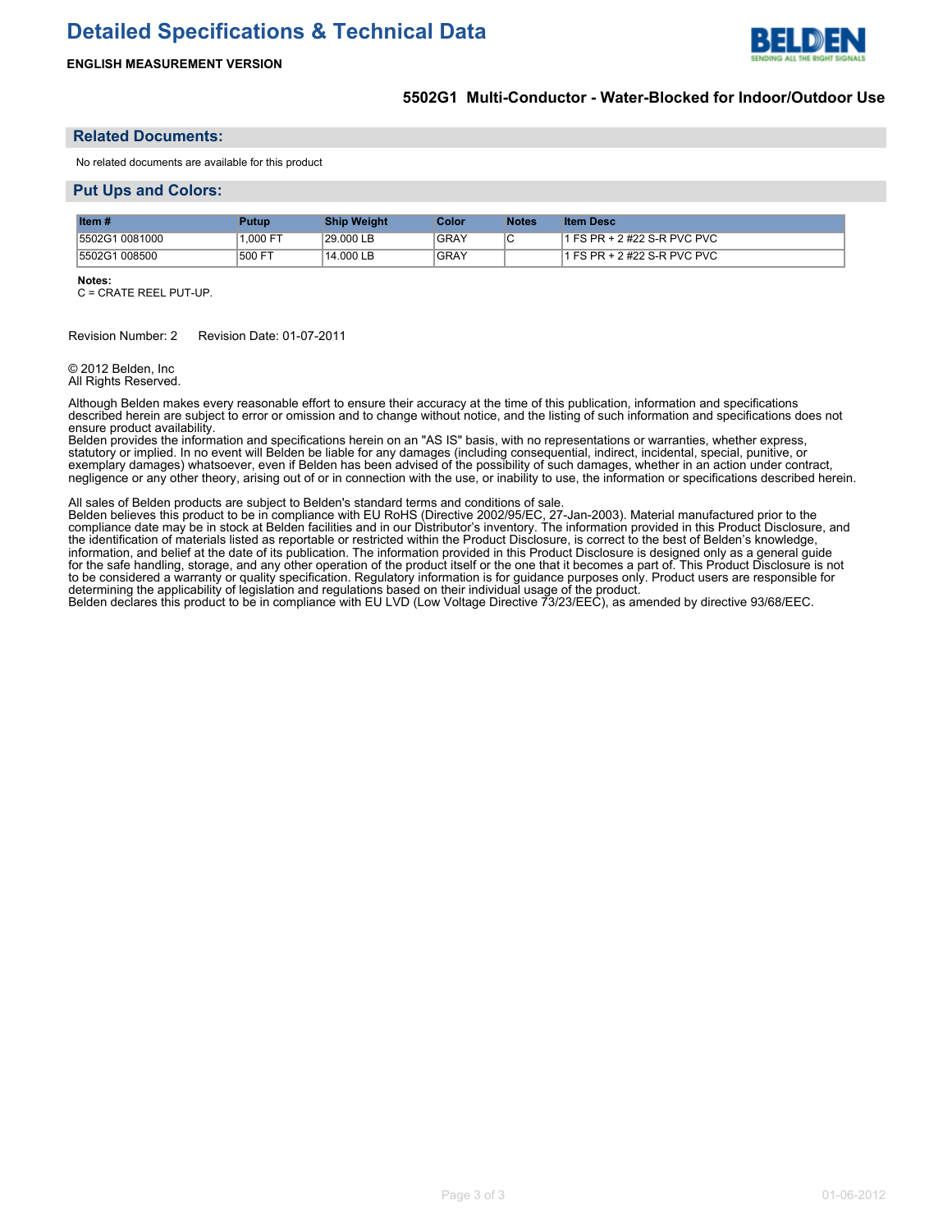# Detailed Specifications & Technical Data

**ENGLISH MEASUREMENT VERSION**

**5502G1 Multi-Conductor - Water-Blocked for Indoor/Outdoor Use**

## Related Documents:

No related documents are available for this product

## Put Ups and Colors:

| Item # | Putup | Ship Weight | Color | Notes | Item Desc |
|---|---|---|---|---|---|
| 5502G1 0081000 | 1,000 FT | 29.000 LB | GRAY | C | 1 FS PR + 2 #22 S-R PVC PVC |
| 5502G1 008500 | 500 FT | 14.000 LB | GRAY | | 1 FS PR + 2 #22 S-R PVC PVC |

**Notes:**
C = CRATE REEL PUT-UP.

Revision Number: 2    Revision Date: 01-07-2011

© 2012 Belden, Inc
All Rights Reserved.

Although Belden makes every reasonable effort to ensure their accuracy at the time of this publication, information and specifications described herein are subject to error or omission and to change without notice, and the listing of such information and specifications does not ensure product availability.
Belden provides the information and specifications herein on an "AS IS" basis, with no representations or warranties, whether express, statutory or implied. In no event will Belden be liable for any damages (including consequential, indirect, incidental, special, punitive, or exemplary damages) whatsoever, even if Belden has been advised of the possibility of such damages, whether in an action under contract, negligence or any other theory, arising out of or in connection with the use, or inability to use, the information or specifications described herein.

All sales of Belden products are subject to Belden's standard terms and conditions of sale.
Belden believes this product to be in compliance with EU RoHS (Directive 2002/95/EC, 27-Jan-2003). Material manufactured prior to the compliance date may be in stock at Belden facilities and in our Distributor's inventory. The information provided in this Product Disclosure, and the identification of materials listed as reportable or restricted within the Product Disclosure, is correct to the best of Belden's knowledge, information, and belief at the date of its publication. The information provided in this Product Disclosure is designed only as a general guide for the safe handling, storage, and any other operation of the product itself or the one that it becomes a part of. This Product Disclosure is not to be considered a warranty or quality specification. Regulatory information is for guidance purposes only. Product users are responsible for determining the applicability of legislation and regulations based on their individual usage of the product.
Belden declares this product to be in compliance with EU LVD (Low Voltage Directive 73/23/EEC), as amended by directive 93/68/EEC.